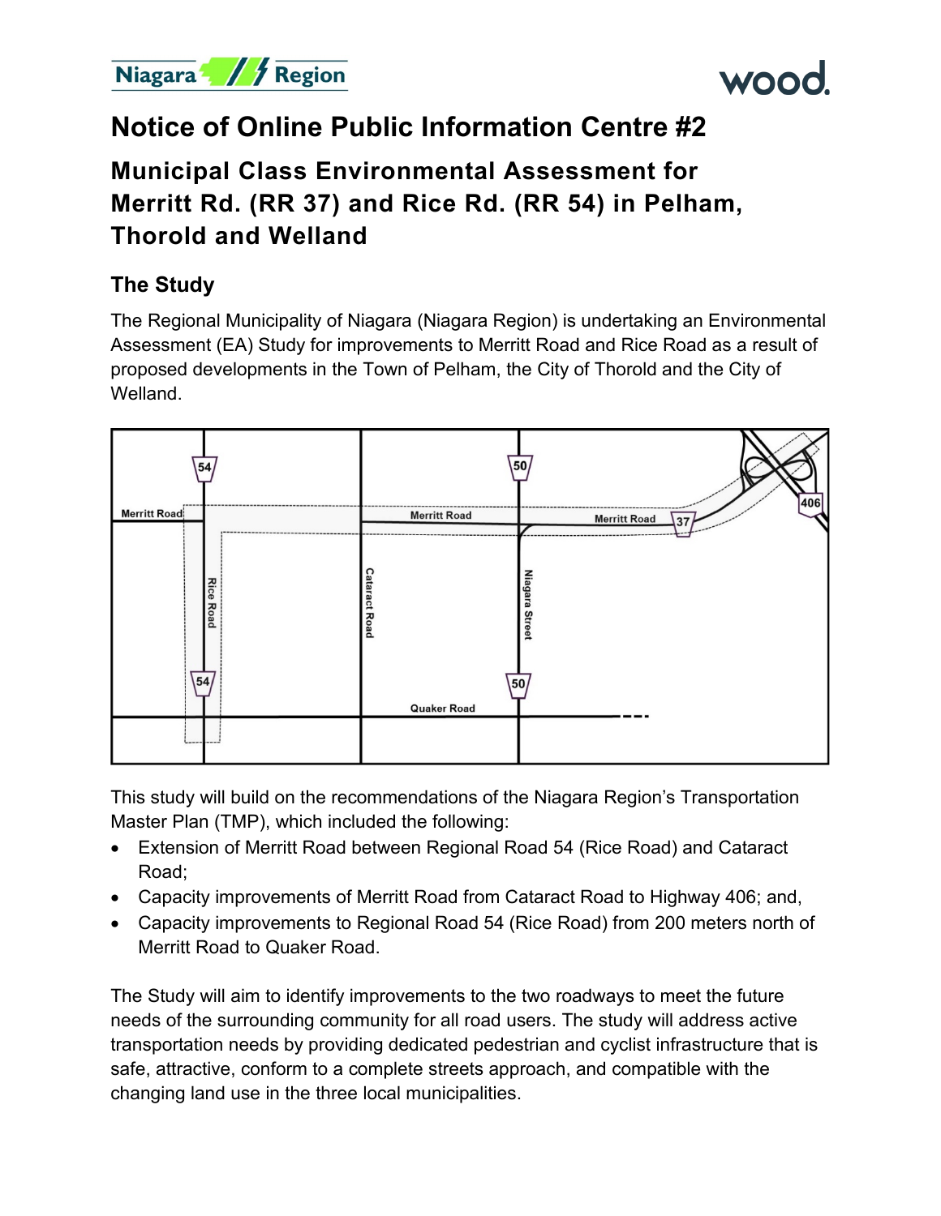# Notice of Online Public Information Centre #2

## Municipal Class Environmental Assessment for Merritt Rd. (RR 37) and Rice Rd. (RR 54) in Pelham, Thorold and Welland

### The Study

The Regional Municipality of Niagara (Niagara Region) is undertaking an Environmental Assessment (EA) Study for improvements to Merritt Road and Rice Road as a result of proposed developments in the Town of Pelham, the City of Thorold and the City of Welland.

This study will build on the recommendations of the Niagara Region's Transportation Master Plan (TMP), which included the following:

- Extension of Merritt Road between Regional Road 54 (Rice Road) and Cataract Road;
- Capacity improvements of Merritt Road from Cataract Road to Highway 406; and,
- Capacity improvements to Regional Road 54 (Rice Road) from 200 meters north of Merritt Road to Quaker Road.

The Study will aim to identify improvements to the two roadways to meet the future needs of the surrounding community for all road users. The study will address active transportation needs by providing dedicated pedestrian and cyclist infrastructure that is safe, attractive, conform to a complete streets approach, and compatible with the changing land use in the three local municipalities.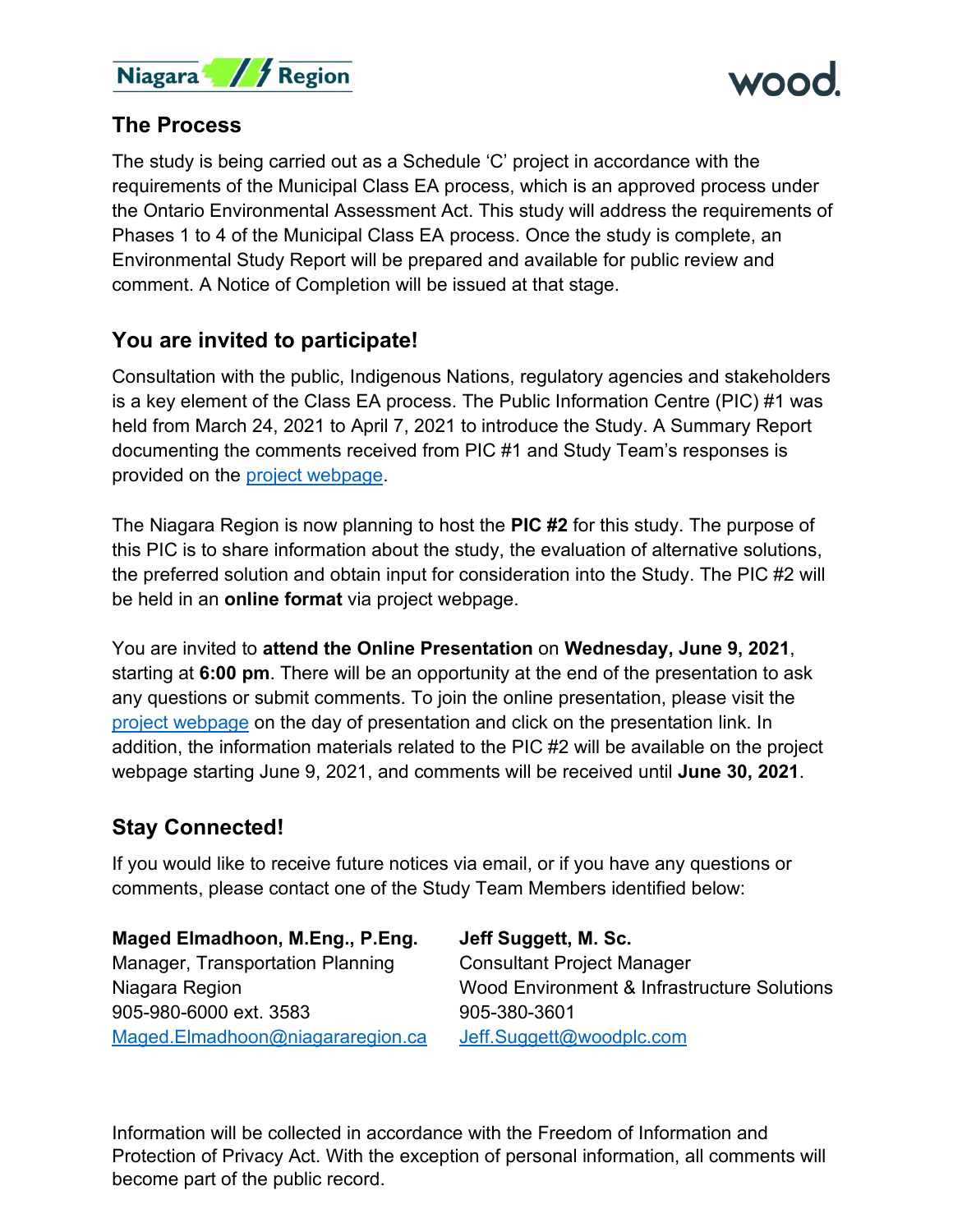## The Process

The study is being carried out as a Schedule 'C' project in accordance with the requirements of the Municipal Class EA process, which is an approved process under the Ontario Environmental Assessment Act. This study will address the requirements of Phases 1 to 4 of the Municipal Class EA process. Once the study is complete, an Environmental Study Report will be prepared and available for public review and comment. A Notice of Completion will be issued at that stage.

## You are invited to participate!

Consultation with the public, Indigenous Nations, regulatory agencies and stakeholders is a key element of the Class EA process. The Public Information Centre (PIC) #1 was held from March 24, 2021 to April 7, 2021 to introduce the Study. A Summary Report documenting the comments received from PIC #1 and Study Team's responses is provided on the project webpage.

The Niagara Region is now planning to host the **PIC #2** for this study. The purpose of this PIC is to share information about the study, the evaluation of alternative solutions, the preferred solution and obtain input for consideration into the Study. The PIC #2 will be held in an **online format** via project webpage.

You are invited to **attend the Online Presentation** on **Wednesday, June 9, 2021**, starting at **6:00 pm**. There will be an opportunity at the end of the presentation to ask any questions or submit comments. To join the online presentation, please visit the project webpage on the day of presentation and click on the presentation link. In addition, the information materials related to the PIC #2 will be available on the project webpage starting June 9, 2021, and comments will be received until **June 30, 2021**.

## Stay Connected!

If you would like to receive future notices via email, or if you have any questions or comments, please contact one of the Study Team Members identified below:

**Maged Elmadhoon, M.Eng., P.Eng.**
Manager, Transportation Planning
Niagara Region
905-980-6000 ext. 3583
Maged.Elmadhoon@niagararegion.ca

**Jeff Suggett, M. Sc.**
Consultant Project Manager
Wood Environment & Infrastructure Solutions
905-380-3601
Jeff.Suggett@woodplc.com

Information will be collected in accordance with the Freedom of Information and Protection of Privacy Act. With the exception of personal information, all comments will become part of the public record.